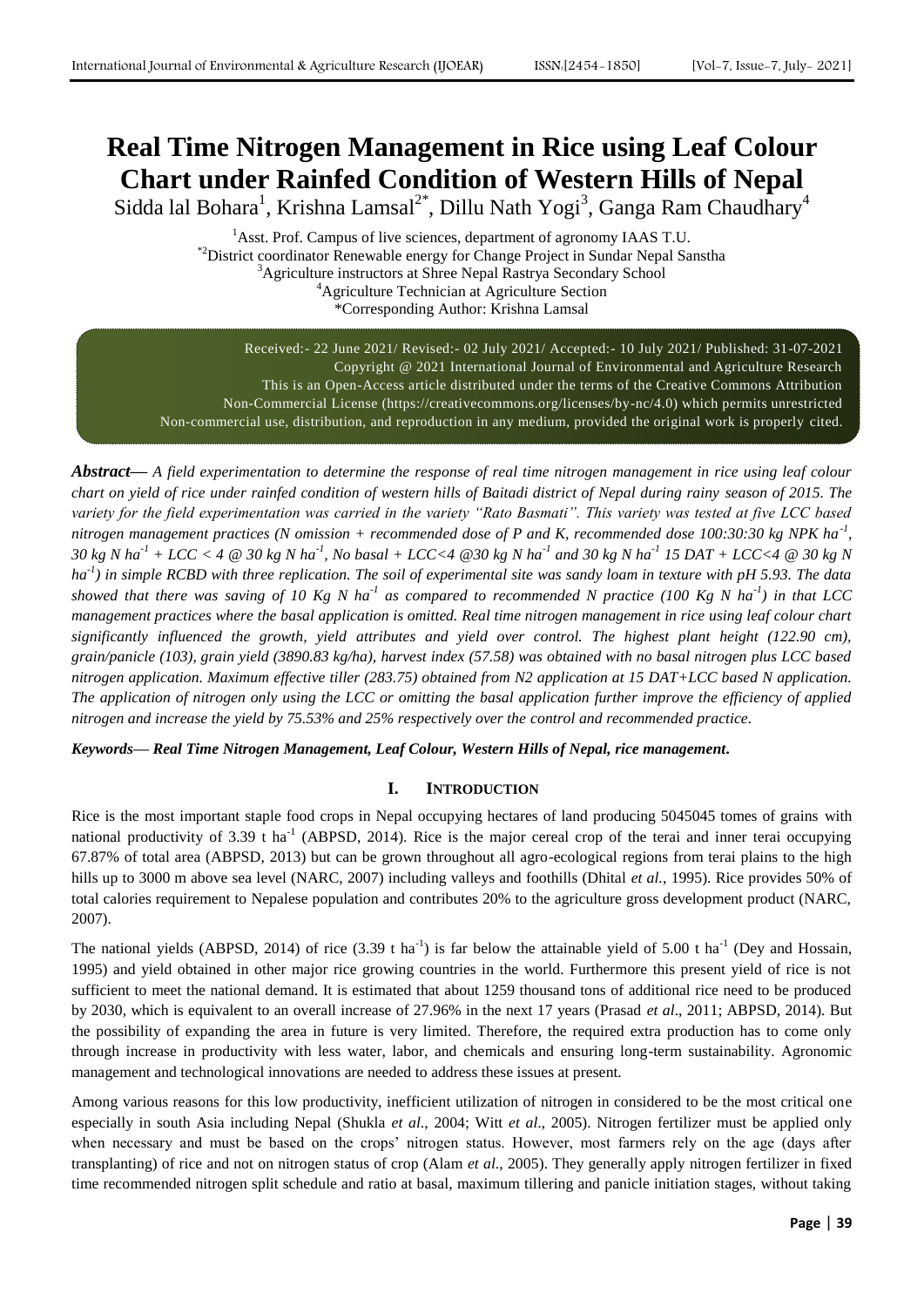# Real Time Nitrogen Management in Rice using Leaf Colour Chart under Rainfed Condition of Western Hills of Nepal

Sidda lal Bohara[1], Krishna Lamsal[2*], Dillu Nath Yogi[3], Ganga Ram Chaudhary[4]

[1]Asst. Prof. Campus of live sciences, department of agronomy IAAS T.U.
[*2]District coordinator Renewable energy for Change Project in Sundar Nepal Sanstha
[3]Agriculture instructors at Shree Nepal Rastrya Secondary School
[4]Agriculture Technician at Agriculture Section
*Corresponding Author: Krishna Lamsal

Received:- 22 June 2021/ Revised:- 02 July 2021/ Accepted:- 10 July 2021/ Published: 31-07-2021
Copyright @ 2021 International Journal of Environmental and Agriculture Research
This is an Open-Access article distributed under the terms of the Creative Commons Attribution Non-Commercial License (https://creativecommons.org/licenses/by-nc/4.0) which permits unrestricted Non-commercial use, distribution, and reproduction in any medium, provided the original work is properly cited.

***Abstract*— *A field experimentation to determine the response of real time nitrogen management in rice using leaf colour chart on yield of rice under rainfed condition of western hills of Baitadi district of Nepal during rainy season of 2015. The variety for the field experimentation was carried in the variety "Rato Basmati". This variety was tested at five LCC based nitrogen management practices (N omission + recommended dose of P and K, recommended dose 100:30:30 kg NPK $ha^{-1}$, 30 kg N $ha^{-1}$ + LCC < 4 @ 30 kg N $ha^{-1}$, No basal + LCC<4 @30 kg N $ha^{-1}$ and 30 kg N $ha^{-1}$ 15 DAT + LCC<4 @ 30 kg N $ha^{-1}$) in simple RCBD with three replication. The soil of experimental site was sandy loam in texture with pH 5.93. The data showed that there was saving of 10 Kg N $ha^{-1}$ as compared to recommended N practice (100 Kg N $ha^{-1}$) in that LCC management practices where the basal application is omitted. Real time nitrogen management in rice using leaf colour chart significantly influenced the growth, yield attributes and yield over control. The highest plant height (122.90 cm), grain/panicle (103), grain yield (3890.83 kg/ha), harvest index (57.58) was obtained with no basal nitrogen plus LCC based nitrogen application. Maximum effective tiller (283.75) obtained from N2 application at 15 DAT+LCC based N application. The application of nitrogen only using the LCC or omitting the basal application further improve the efficiency of applied nitrogen and increase the yield by 75.53% and 25% respectively over the control and recommended practice.***

***Keywords*— *Real Time Nitrogen Management, Leaf Colour, Western Hills of Nepal, rice management.***

## I. INTRODUCTION

Rice is the most important staple food crops in Nepal occupying hectares of land producing 5045045 tomes of grains with national productivity of 3.39 t $ha^{-1}$ (ABPSD, 2014). Rice is the major cereal crop of the terai and inner terai occupying 67.87% of total area (ABPSD, 2013) but can be grown throughout all agro-ecological regions from terai plains to the high hills up to 3000 m above sea level (NARC, 2007) including valleys and foothills (Dhital *et al.*, 1995). Rice provides 50% of total calories requirement to Nepalese population and contributes 20% to the agriculture gross development product (NARC, 2007).

The national yields (ABPSD, 2014) of rice (3.39 t $ha^{-1}$) is far below the attainable yield of 5.00 t $ha^{-1}$ (Dey and Hossain, 1995) and yield obtained in other major rice growing countries in the world. Furthermore this present yield of rice is not sufficient to meet the national demand. It is estimated that about 1259 thousand tons of additional rice need to be produced by 2030, which is equivalent to an overall increase of 27.96% in the next 17 years (Prasad *et al*., 2011; ABPSD, 2014). But the possibility of expanding the area in future is very limited. Therefore, the required extra production has to come only through increase in productivity with less water, labor, and chemicals and ensuring long-term sustainability. Agronomic management and technological innovations are needed to address these issues at present.

Among various reasons for this low productivity, inefficient utilization of nitrogen in considered to be the most critical one especially in south Asia including Nepal (Shukla *et al*., 2004; Witt *et al*., 2005). Nitrogen fertilizer must be applied only when necessary and must be based on the crops' nitrogen status. However, most farmers rely on the age (days after transplanting) of rice and not on nitrogen status of crop (Alam *et al*., 2005). They generally apply nitrogen fertilizer in fixed time recommended nitrogen split schedule and ratio at basal, maximum tillering and panicle initiation stages, without taking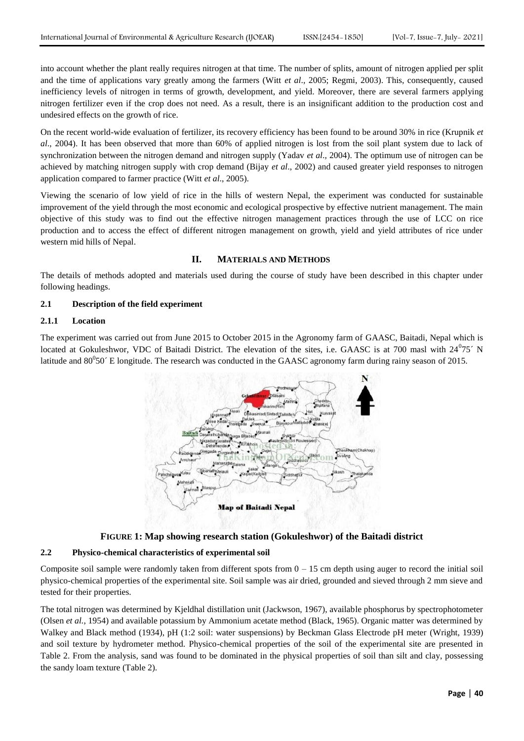into account whether the plant really requires nitrogen at that time. The number of splits, amount of nitrogen applied per split and the time of applications vary greatly among the farmers (Witt *et al*., 2005; Regmi, 2003). This, consequently, caused inefficiency levels of nitrogen in terms of growth, development, and yield. Moreover, there are several farmers applying nitrogen fertilizer even if the crop does not need. As a result, there is an insignificant addition to the production cost and undesired effects on the growth of rice.

On the recent world-wide evaluation of fertilizer, its recovery efficiency has been found to be around 30% in rice (Krupnik *et al*., 2004). It has been observed that more than 60% of applied nitrogen is lost from the soil plant system due to lack of synchronization between the nitrogen demand and nitrogen supply (Yadav *et al*., 2004). The optimum use of nitrogen can be achieved by matching nitrogen supply with crop demand (Bijay *et al*., 2002) and caused greater yield responses to nitrogen application compared to farmer practice (Witt *et al*., 2005).

Viewing the scenario of low yield of rice in the hills of western Nepal, the experiment was conducted for sustainable improvement of the yield through the most economic and ecological prospective by effective nutrient management. The main objective of this study was to find out the effective nitrogen management practices through the use of LCC on rice production and to access the effect of different nitrogen management on growth, yield and yield attributes of rice under western mid hills of Nepal.

## II. MATERIALS AND METHODS

The details of methods adopted and materials used during the course of study have been described in this chapter under following headings.

### 2.1 Description of the field experiment

#### 2.1.1 Location

The experiment was carried out from June 2015 to October 2015 in the Agronomy farm of GAASC, Baitadi, Nepal which is located at Gokuleshwor, VDC of Baitadi District. The elevation of the sites, i.e. GAASC is at 700 masl with $24^0 75'$ N latitude and $80^0 50'$ E longitude. The research was conducted in the GAASC agronomy farm during rainy season of 2015.

**FIGURE 1: Map showing research station (Gokuleshwor) of the Baitadi district**

### 2.2 Physico-chemical characteristics of experimental soil

Composite soil sample were randomly taken from different spots from 0 – 15 cm depth using auger to record the initial soil physico-chemical properties of the experimental site. Soil sample was air dried, grounded and sieved through 2 mm sieve and tested for their properties.

The total nitrogen was determined by Kjeldhal distillation unit (Jackwson, 1967), available phosphorus by spectrophotometer (Olsen *et al.,* 1954) and available potassium by Ammonium acetate method (Black, 1965). Organic matter was determined by Walkey and Black method (1934), pH (1:2 soil: water suspensions) by Beckman Glass Electrode pH meter (Wright, 1939) and soil texture by hydrometer method. Physico-chemical properties of the soil of the experimental site are presented in Table 2. From the analysis, sand was found to be dominated in the physical properties of soil than silt and clay, possessing the sandy loam texture (Table 2).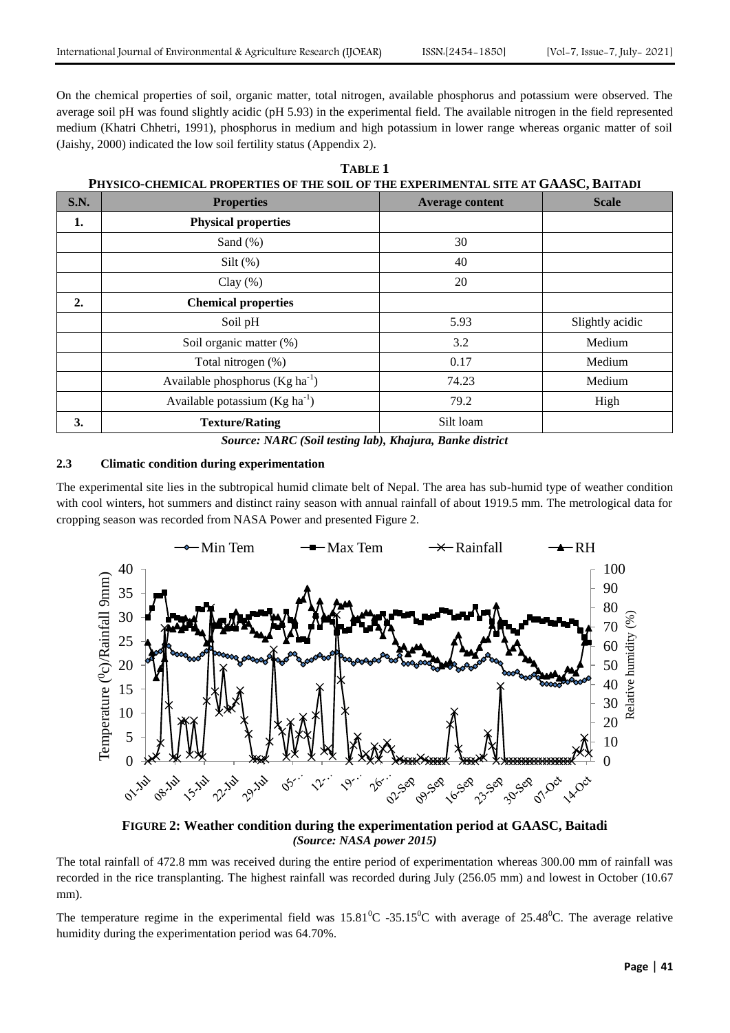On the chemical properties of soil, organic matter, total nitrogen, available phosphorus and potassium were observed. The average soil pH was found slightly acidic (pH 5.93) in the experimental field. The available nitrogen in the field represented medium (Khatri Chhetri, 1991), phosphorus in medium and high potassium in lower range whereas organic matter of soil (Jaishy, 2000) indicated the low soil fertility status (Appendix 2).

**TABLE 1**
**PHYSICO-CHEMICAL PROPERTIES OF THE SOIL OF THE EXPERIMENTAL SITE AT GAASC, BAITADI**

| S.N. | Properties | Average content | Scale |
|---|---|---|---|
| 1. | **Physical properties** | | |
| | Sand (%) | 30 | |
| | Silt (%) | 40 | |
| | Clay (%) | 20 | |
| 2. | **Chemical properties** | | |
| | Soil pH | 5.93 | Slightly acidic |
| | Soil organic matter (%) | 3.2 | Medium |
| | Total nitrogen (%) | 0.17 | Medium |
| | Available phosphorus (Kg $ha^{-1}$) | 74.23 | Medium |
| | Available potassium (Kg $ha^{-1}$) | 79.2 | High |
| 3. | **Texture/Rating** | Silt loam | |

***Source: NARC (Soil testing lab), Khajura, Banke district***

### 2.3 Climatic condition during experimentation

The experimental site lies in the subtropical humid climate belt of Nepal. The area has sub-humid type of weather condition with cool winters, hot summers and distinct rainy season with annual rainfall of about 1919.5 mm. The metrological data for cropping season was recorded from NASA Power and presented Figure 2.

**FIGURE 2: Weather condition during the experimentation period at GAASC, Baitadi**
*(Source: NASA power 2015)*

The total rainfall of 472.8 mm was received during the entire period of experimentation whereas 300.00 mm of rainfall was recorded in the rice transplanting. The highest rainfall was recorded during July (256.05 mm) and lowest in October (10.67 mm).

The temperature regime in the experimental field was $15.81^0$C -$35.15^0$C with average of $25.48^0$C. The average relative humidity during the experimentation period was 64.70%.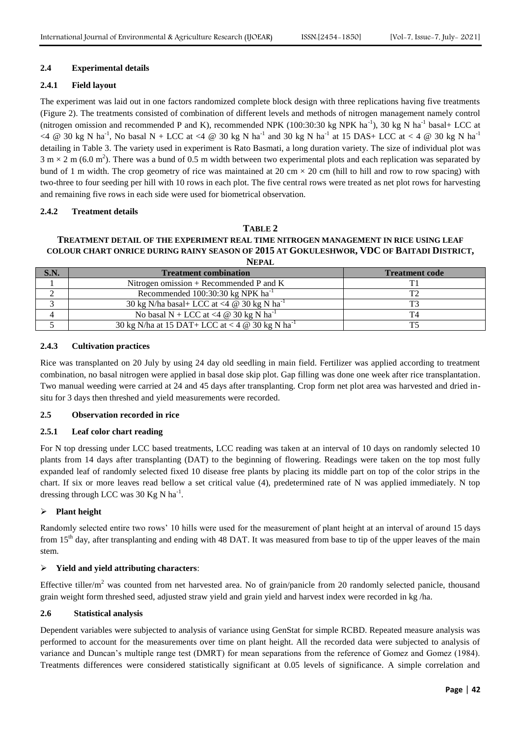### 2.4 Experimental details

#### 2.4.1 Field layout

The experiment was laid out in one factors randomized complete block design with three replications having five treatments (Figure 2). The treatments consisted of combination of different levels and methods of nitrogen management namely control (nitrogen omission and recommended P and K), recommended NPK (100:30:30 kg NPK ha$^{-1}$), 30 kg N ha$^{-1}$ basal+ LCC at <4 @ 30 kg N ha$^{-1}$, No basal N + LCC at <4 @ 30 kg N ha$^{-1}$ and 30 kg N ha$^{-1}$ at 15 DAS+ LCC at < 4 @ 30 kg N ha$^{-1}$ detailing in Table 3. The variety used in experiment is Rato Basmati, a long duration variety. The size of individual plot was 3 m × 2 m (6.0 m$^2$). There was a bund of 0.5 m width between two experimental plots and each replication was separated by bund of 1 m width. The crop geometry of rice was maintained at 20 cm × 20 cm (hill to hill and row to row spacing) with two-three to four seeding per hill with 10 rows in each plot. The five central rows were treated as net plot rows for harvesting and remaining five rows in each side were used for biometrical observation.

#### 2.4.2 Treatment details

**TABLE 2**
**TREATMENT DETAIL OF THE EXPERIMENT REAL TIME NITROGEN MANAGEMENT IN RICE USING LEAF COLOUR CHART ONRICE DURING RAINY SEASON OF 2015 AT GOKULESHWOR, VDC OF BAITADI DISTRICT, NEPAL**

| S.N. | Treatment combination | Treatment code |
|---|---|---|
| 1 | Nitrogen omission + Recommended P and K | T1 |
| 2 | Recommended 100:30:30 kg NPK ha$^{-1}$ | T2 |
| 3 | 30 kg N/ha basal+ LCC at <4 @ 30 kg N ha$^{-1}$ | T3 |
| 4 | No basal N + LCC at <4 @ 30 kg N ha$^{-1}$ | T4 |
| 5 | 30 kg N/ha at 15 DAT+ LCC at < 4 @ 30 kg N ha$^{-1}$ | T5 |

#### 2.4.3 Cultivation practices

Rice was transplanted on 20 July by using 24 day old seedling in main field. Fertilizer was applied according to treatment combination, no basal nitrogen were applied in basal dose skip plot. Gap filling was done one week after rice transplantation. Two manual weeding were carried at 24 and 45 days after transplanting. Crop form net plot area was harvested and dried in-situ for 3 days then threshed and yield measurements were recorded.

### 2.5 Observation recorded in rice

#### 2.5.1 Leaf color chart reading

For N top dressing under LCC based treatments, LCC reading was taken at an interval of 10 days on randomly selected 10 plants from 14 days after transplanting (DAT) to the beginning of flowering. Readings were taken on the top most fully expanded leaf of randomly selected fixed 10 disease free plants by placing its middle part on top of the color strips in the chart. If six or more leaves read bellow a set critical value (4), predetermined rate of N was applied immediately. N top dressing through LCC was 30 Kg N ha$^{-1}$.

- **Plant height**

Randomly selected entire two rows' 10 hills were used for the measurement of plant height at an interval of around 15 days from 15$^{th}$ day, after transplanting and ending with 48 DAT. It was measured from base to tip of the upper leaves of the main stem.

- **Yield and yield attributing characters**:

Effective tiller/m$^2$ was counted from net harvested area. No of grain/panicle from 20 randomly selected panicle, thousand grain weight form threshed seed, adjusted straw yield and grain yield and harvest index were recorded in kg /ha.

### 2.6 Statistical analysis

Dependent variables were subjected to analysis of variance using GenStat for simple RCBD. Repeated measure analysis was performed to account for the measurements over time on plant height. All the recorded data were subjected to analysis of variance and Duncan's multiple range test (DMRT) for mean separations from the reference of Gomez and Gomez (1984). Treatments differences were considered statistically significant at 0.05 levels of significance. A simple correlation and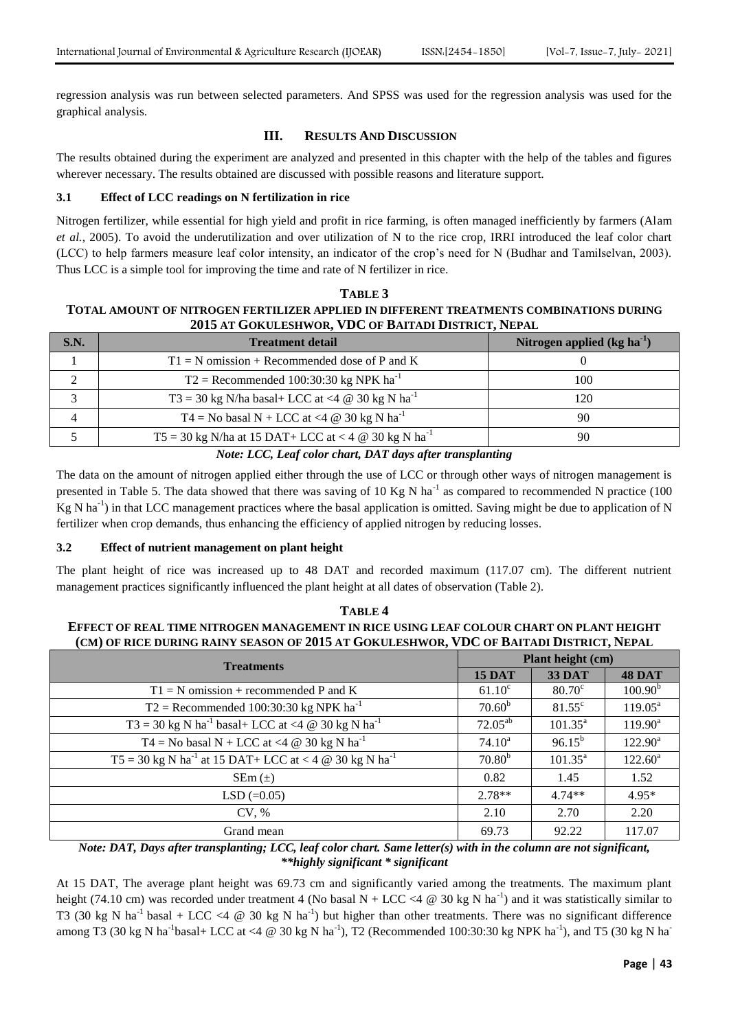regression analysis was run between selected parameters. And SPSS was used for the regression analysis was used for the graphical analysis.

## III. RESULTS AND DISCUSSION

The results obtained during the experiment are analyzed and presented in this chapter with the help of the tables and figures wherever necessary. The results obtained are discussed with possible reasons and literature support.

### 3.1 Effect of LCC readings on N fertilization in rice

Nitrogen fertilizer, while essential for high yield and profit in rice farming, is often managed inefficiently by farmers (Alam *et al.*, 2005). To avoid the underutilization and over utilization of N to the rice crop, IRRI introduced the leaf color chart (LCC) to help farmers measure leaf color intensity, an indicator of the crop's need for N (Budhar and Tamilselvan, 2003). Thus LCC is a simple tool for improving the time and rate of N fertilizer in rice.

**TABLE 3**
**TOTAL AMOUNT OF NITROGEN FERTILIZER APPLIED IN DIFFERENT TREATMENTS COMBINATIONS DURING 2015 AT GOKULESHWOR, VDC OF BAITADI DISTRICT, NEPAL**

| S.N. | Treatment detail | Nitrogen applied (kg ha$^{-1}$) |
|---|---|---|
| 1 | T1 = N omission + Recommended dose of P and K | 0 |
| 2 | T2 = Recommended 100:30:30 kg NPK ha$^{-1}$ | 100 |
| 3 | T3 = 30 kg N/ha basal+ LCC at <4 @ 30 kg N ha$^{-1}$ | 120 |
| 4 | T4 = No basal N + LCC at <4 @ 30 kg N ha$^{-1}$ | 90 |
| 5 | T5 = 30 kg N/ha at 15 DAT+ LCC at < 4 @ 30 kg N ha$^{-1}$ | 90 |

***Note: LCC, Leaf color chart, DAT days after transplanting***

The data on the amount of nitrogen applied either through the use of LCC or through other ways of nitrogen management is presented in Table 5. The data showed that there was saving of 10 Kg N ha$^{-1}$ as compared to recommended N practice (100 Kg N ha$^{-1}$) in that LCC management practices where the basal application is omitted. Saving might be due to application of N fertilizer when crop demands, thus enhancing the efficiency of applied nitrogen by reducing losses.

### 3.2 Effect of nutrient management on plant height

The plant height of rice was increased up to 48 DAT and recorded maximum (117.07 cm). The different nutrient management practices significantly influenced the plant height at all dates of observation (Table 2).

**TABLE 4**
**EFFECT OF REAL TIME NITROGEN MANAGEMENT IN RICE USING LEAF COLOUR CHART ON PLANT HEIGHT (CM) OF RICE DURING RAINY SEASON OF 2015 AT GOKULESHWOR, VDC OF BAITADI DISTRICT, NEPAL**

| Treatments | Plant height (cm) | | |
|---|---|---|---|
| | **15 DAT** | **33 DAT** | **48 DAT** |
| T1 = N omission + recommended P and K | 61.10$^{c}$ | 80.70$^{c}$ | 100.90$^{b}$ |
| T2 = Recommended 100:30:30 kg NPK ha$^{-1}$ | 70.60$^{b}$ | 81.55$^{c}$ | 119.05$^{a}$ |
| T3 = 30 kg N ha$^{-1}$ basal+ LCC at <4 @ 30 kg N ha$^{-1}$ | 72.05$^{ab}$ | 101.35$^{a}$ | 119.90$^{a}$ |
| T4 = No basal N + LCC at <4 @ 30 kg N ha$^{-1}$ | 74.10$^{a}$ | 96.15$^{b}$ | 122.90$^{a}$ |
| T5 = 30 kg N ha$^{-1}$ at 15 DAT+ LCC at < 4 @ 30 kg N ha$^{-1}$ | 70.80$^{b}$ | 101.35$^{a}$ | 122.60$^{a}$ |
| SEm (±) | 0.82 | 1.45 | 1.52 |
| LSD (=0.05) | 2.78** | 4.74** | 4.95* |
| CV, % | 2.10 | 2.70 | 2.20 |
| Grand mean | 69.73 | 92.22 | 117.07 |

***Note: DAT, Days after transplanting; LCC, leaf color chart. Same letter(s) with in the column are not significant, **highly significant * significant***

At 15 DAT, The average plant height was 69.73 cm and significantly varied among the treatments. The maximum plant height (74.10 cm) was recorded under treatment 4 (No basal N + LCC <4 @ 30 kg N ha$^{-1}$) and it was statistically similar to T3 (30 kg N ha$^{-1}$ basal + LCC <4 @ 30 kg N ha$^{-1}$) but higher than other treatments. There was no significant difference among T3 (30 kg N ha$^{-1}$basal+ LCC at <4 @ 30 kg N ha$^{-1}$), T2 (Recommended 100:30:30 kg NPK ha$^{-1}$), and T5 (30 kg N ha$^{-}$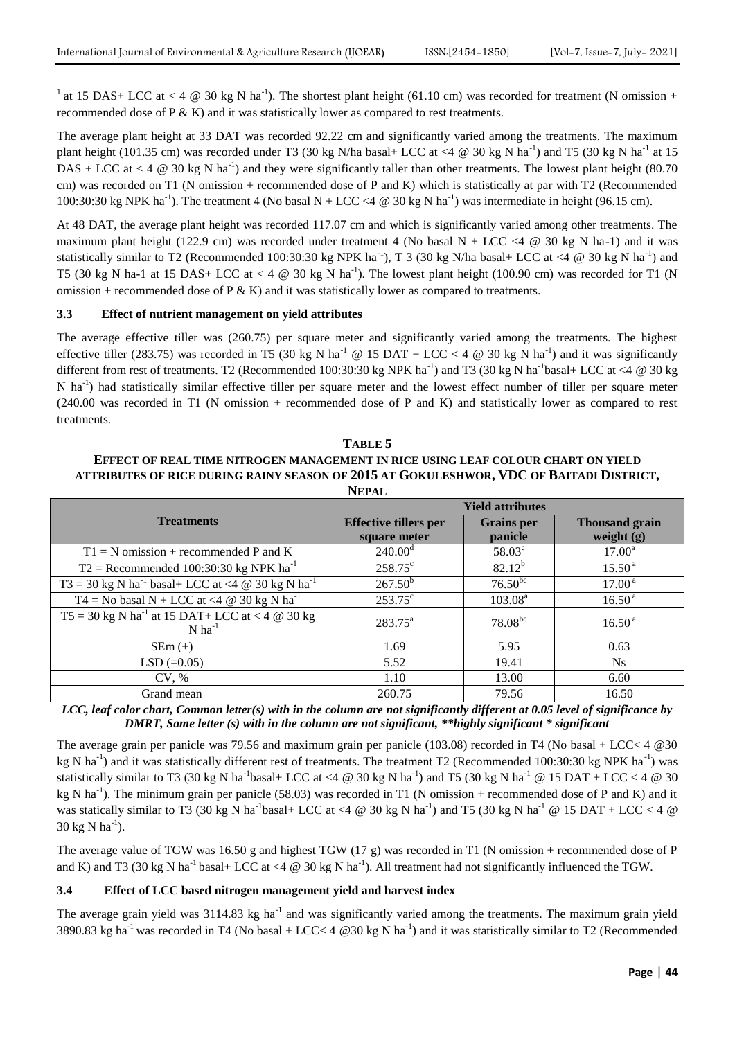$^{1}$ at 15 DAS+ LCC at < 4 @ 30 kg N ha$^{-1}$). The shortest plant height (61.10 cm) was recorded for treatment (N omission + recommended dose of P & K) and it was statistically lower as compared to rest treatments.

The average plant height at 33 DAT was recorded 92.22 cm and significantly varied among the treatments. The maximum plant height (101.35 cm) was recorded under T3 (30 kg N/ha basal+ LCC at <4 @ 30 kg N ha$^{-1}$) and T5 (30 kg N ha$^{-1}$ at 15 DAS + LCC at < 4 @ 30 kg N ha$^{-1}$) and they were significantly taller than other treatments. The lowest plant height (80.70 cm) was recorded on T1 (N omission + recommended dose of P and K) which is statistically at par with T2 (Recommended 100:30:30 kg NPK ha$^{-1}$). The treatment 4 (No basal N + LCC <4 @ 30 kg N ha$^{-1}$) was intermediate in height (96.15 cm).

At 48 DAT, the average plant height was recorded 117.07 cm and which is significantly varied among other treatments. The maximum plant height (122.9 cm) was recorded under treatment 4 (No basal N + LCC <4 @ 30 kg N ha-1) and it was statistically similar to T2 (Recommended 100:30:30 kg NPK ha$^{-1}$), T 3 (30 kg N/ha basal+ LCC at <4 @ 30 kg N ha$^{-1}$) and T5 (30 kg N ha-1 at 15 DAS+ LCC at < 4 @ 30 kg N ha$^{-1}$). The lowest plant height (100.90 cm) was recorded for T1 (N omission + recommended dose of P & K) and it was statistically lower as compared to treatments.

### 3.3 Effect of nutrient management on yield attributes

The average effective tiller was (260.75) per square meter and significantly varied among the treatments. The highest effective tiller (283.75) was recorded in T5 (30 kg N ha$^{-1}$ @ 15 DAT + LCC < 4 @ 30 kg N ha$^{-1}$) and it was significantly different from rest of treatments. T2 (Recommended 100:30:30 kg NPK ha$^{-1}$) and T3 (30 kg N ha$^{-1}$basal+ LCC at <4 @ 30 kg N ha$^{-1}$) had statistically similar effective tiller per square meter and the lowest effect number of tiller per square meter (240.00 was recorded in T1 (N omission + recommended dose of P and K) and statistically lower as compared to rest treatments.

**TABLE 5**
**EFFECT OF REAL TIME NITROGEN MANAGEMENT IN RICE USING LEAF COLOUR CHART ON YIELD ATTRIBUTES OF RICE DURING RAINY SEASON OF 2015 AT GOKULESHWOR, VDC OF BAITADI DISTRICT, NEPAL**

| Treatments | Yield attributes | | |
|---|---|---|---|
| | **Effective tillers per square meter** | **Grains per panicle** | **Thousand grain weight (g)** |
| T1 = N omission + recommended P and K | $240.00^{d}$ | $58.03^{c}$ | $17.00^{a}$ |
| T2 = Recommended 100:30:30 kg NPK ha$^{-1}$ | $258.75^{c}$ | $82.12^{b}$ | $15.50^{a}$ |
| T3 = 30 kg N ha$^{-1}$ basal+ LCC at <4 @ 30 kg N ha$^{-1}$ | $267.50^{b}$ | $76.50^{bc}$ | $17.00^{a}$ |
| T4 = No basal N + LCC at <4 @ 30 kg N ha$^{-1}$ | $253.75^{c}$ | $103.08^{a}$ | $16.50^{a}$ |
| T5 = 30 kg N ha$^{-1}$ at 15 DAT+ LCC at < 4 @ 30 kg N ha$^{-1}$ | $283.75^{a}$ | $78.08^{bc}$ | $16.50^{a}$ |
| SEm (±) | 1.69 | 5.95 | 0.63 |
| LSD (=0.05) | 5.52 | 19.41 | Ns |
| CV, % | 1.10 | 13.00 | 6.60 |
| Grand mean | 260.75 | 79.56 | 16.50 |

*LCC, leaf color chart, Common letter(s) with in the column are not significantly different at 0.05 level of significance by DMRT, Same letter (s) with in the column are not significant, \*\*highly significant \* significant*

The average grain per panicle was 79.56 and maximum grain per panicle (103.08) recorded in T4 (No basal + LCC< 4 @30 kg N ha$^{-1}$) and it was statistically different rest of treatments. The treatment T2 (Recommended 100:30:30 kg NPK ha$^{-1}$) was statistically similar to T3 (30 kg N ha$^{-1}$basal+ LCC at <4 @ 30 kg N ha$^{-1}$) and T5 (30 kg N ha$^{-1}$ @ 15 DAT + LCC < 4 @ 30 kg N ha$^{-1}$). The minimum grain per panicle (58.03) was recorded in T1 (N omission + recommended dose of P and K) and it was statically similar to T3 (30 kg N ha$^{-1}$basal+ LCC at <4 @ 30 kg N ha$^{-1}$) and T5 (30 kg N ha$^{-1}$ @ 15 DAT + LCC < 4 @ 30 kg N ha$^{-1}$).

The average value of TGW was 16.50 g and highest TGW (17 g) was recorded in T1 (N omission + recommended dose of P and K) and T3 (30 kg N ha$^{-1}$ basal+ LCC at <4 @ 30 kg N ha$^{-1}$). All treatment had not significantly influenced the TGW.

### 3.4 Effect of LCC based nitrogen management yield and harvest index

The average grain yield was 3114.83 kg ha$^{-1}$ and was significantly varied among the treatments. The maximum grain yield 3890.83 kg ha$^{-1}$ was recorded in T4 (No basal + LCC< 4 @30 kg N ha$^{-1}$) and it was statistically similar to T2 (Recommended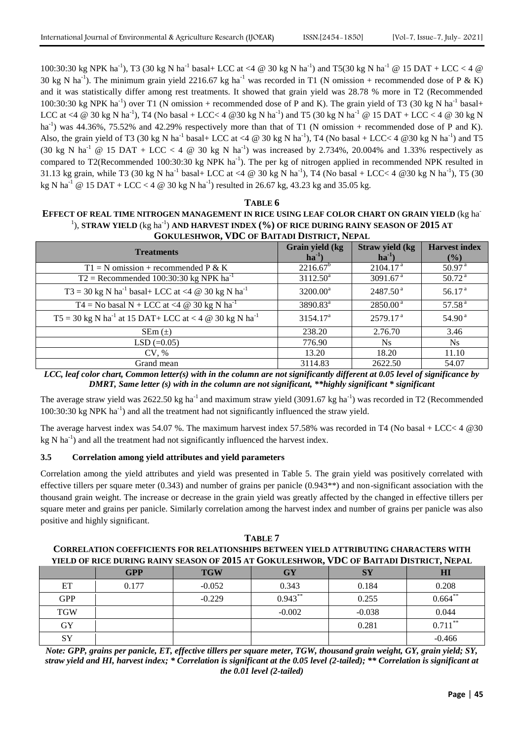100:30:30 kg NPK ha$^{-1}$), T3 (30 kg N ha$^{-1}$ basal+ LCC at <4 @ 30 kg N ha$^{-1}$) and T5(30 kg N ha$^{-1}$ @ 15 DAT + LCC < 4 @ 30 kg N ha$^{-1}$). The minimum grain yield 2216.67 kg ha$^{-1}$ was recorded in T1 (N omission + recommended dose of P & K) and it was statistically differ among rest treatments. It showed that grain yield was 28.78 % more in T2 (Recommended 100:30:30 kg NPK ha$^{-1}$) over T1 (N omission + recommended dose of P and K). The grain yield of T3 (30 kg N ha$^{-1}$ basal+ LCC at <4 @ 30 kg N ha$^{-1}$), T4 (No basal + LCC< 4 @30 kg N ha$^{-1}$) and T5 (30 kg N ha$^{-1}$ @ 15 DAT + LCC < 4 @ 30 kg N ha$^{-1}$) was 44.36%, 75.52% and 42.29% respectively more than that of T1 (N omission + recommended dose of P and K). Also, the grain yield of T3 (30 kg N ha$^{-1}$ basal+ LCC at <4 @ 30 kg N ha$^{-1}$), T4 (No basal + LCC< 4 @30 kg N ha$^{-1}$) and T5 (30 kg N ha$^{-1}$ @ 15 DAT + LCC < 4 @ 30 kg N ha$^{-1}$) was increased by 2.734%, 20.004% and 1.33% respectively as compared to T2(Recommended 100:30:30 kg NPK ha$^{-1}$). The per kg of nitrogen applied in recommended NPK resulted in 31.13 kg grain, while T3 (30 kg N ha$^{-1}$ basal+ LCC at <4 @ 30 kg N ha$^{-1}$), T4 (No basal + LCC< 4 @30 kg N ha$^{-1}$), T5 (30 kg N ha$^{-1}$ @ 15 DAT + LCC < 4 @ 30 kg N ha$^{-1}$) resulted in 26.67 kg, 43.23 kg and 35.05 kg.

**TABLE 6**

**EFFECT OF REAL TIME NITROGEN MANAGEMENT IN RICE USING LEAF COLOR CHART ON GRAIN YIELD (kg ha$^{-1}$), STRAW YIELD (kg ha$^{-1}$) AND HARVEST INDEX (%) OF RICE DURING RAINY SEASON OF 2015 AT GOKULESHWOR, VDC OF BAITADI DISTRICT, NEPAL**

| Treatments | Grain yield (kg ha$^{-1}$) | Straw yield (kg ha$^{-1}$) | Harvest index (%) |
|---|---|---|---|
| T1 = N omission + recommended P & K | 2216.67$^{b}$ | 2104.17$^{a}$ | 50.97$^{a}$ |
| T2 = Recommended 100:30:30 kg NPK ha$^{-1}$ | 3112.50$^{a}$ | 3091.67$^{a}$ | 50.72$^{a}$ |
| T3 = 30 kg N ha$^{-1}$ basal+ LCC at <4 @ 30 kg N ha$^{-1}$ | 3200.00$^{a}$ | 2487.50$^{a}$ | 56.17$^{a}$ |
| T4 = No basal N + LCC at <4 @ 30 kg N ha$^{-1}$ | 3890.83$^{a}$ | 2850.00$^{a}$ | 57.58$^{a}$ |
| T5 = 30 kg N ha$^{-1}$ at 15 DAT+ LCC at < 4 @ 30 kg N ha$^{-1}$ | 3154.17$^{a}$ | 2579.17$^{a}$ | 54.90$^{a}$ |
| SEm (±) | 238.20 | 2.76.70 | 3.46 |
| LSD (=0.05) | 776.90 | Ns | Ns |
| CV, % | 13.20 | 18.20 | 11.10 |
| Grand mean | 3114.83 | 2622.50 | 54.07 |

***LCC, leaf color chart, Common letter(s) with in the column are not significantly different at 0.05 level of significance by DMRT, Same letter (s) with in the column are not significant, **highly significant * significant***

The average straw yield was 2622.50 kg ha$^{-1}$ and maximum straw yield (3091.67 kg ha$^{-1}$) was recorded in T2 (Recommended 100:30:30 kg NPK ha$^{-1}$) and all the treatment had not significantly influenced the straw yield.

The average harvest index was 54.07 %. The maximum harvest index 57.58% was recorded in T4 (No basal + LCC< 4 @30 kg N ha$^{-1}$) and all the treatment had not significantly influenced the harvest index.

### 3.5 Correlation among yield attributes and yield parameters

Correlation among the yield attributes and yield was presented in Table 5. The grain yield was positively correlated with effective tillers per square meter (0.343) and number of grains per panicle (0.943**) and non-significant association with the thousand grain weight. The increase or decrease in the grain yield was greatly affected by the changed in effective tillers per square meter and grains per panicle. Similarly correlation among the harvest index and number of grains per panicle was also positive and highly significant.

**TABLE 7**

**CORRELATION COEFFICIENTS FOR RELATIONSHIPS BETWEEN YIELD ATTRIBUTING CHARACTERS WITH YIELD OF RICE DURING RAINY SEASON OF 2015 AT GOKULESHWOR, VDC OF BAITADI DISTRICT, NEPAL**

| | GPP | TGW | GY | SY | HI |
|---|---|---|---|---|---|
| ET | 0.177 | -0.052 | 0.343 | 0.184 | 0.208 |
| GPP | | -0.229 | 0.943** | 0.255 | 0.664** |
| TGW | | | -0.002 | -0.038 | 0.044 |
| GY | | | | 0.281 | 0.711** |
| SY | | | | | -0.466 |

***Note: GPP, grains per panicle, ET, effective tillers per square meter, TGW, thousand grain weight, GY, grain yield; SY, straw yield and HI, harvest index; * Correlation is significant at the 0.05 level (2-tailed); ** Correlation is significant at the 0.01 level (2-tailed)***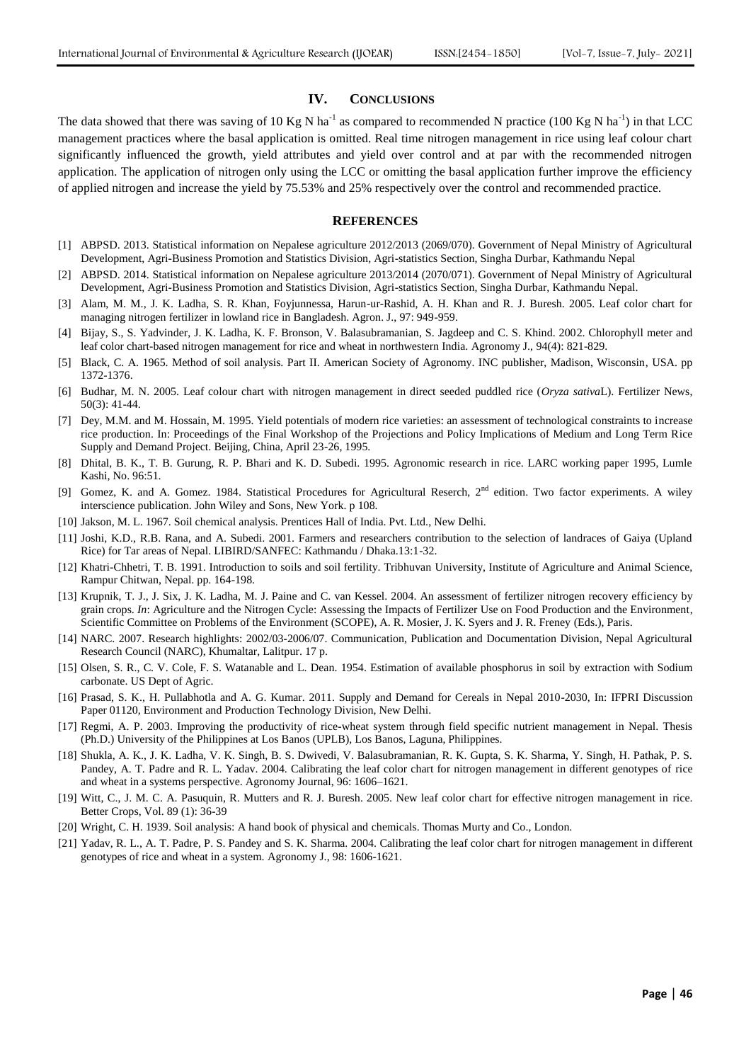## IV. CONCLUSIONS

The data showed that there was saving of 10 Kg N ha$^{-1}$ as compared to recommended N practice (100 Kg N ha$^{-1}$) in that LCC management practices where the basal application is omitted. Real time nitrogen management in rice using leaf colour chart significantly influenced the growth, yield attributes and yield over control and at par with the recommended nitrogen application. The application of nitrogen only using the LCC or omitting the basal application further improve the efficiency of applied nitrogen and increase the yield by 75.53% and 25% respectively over the control and recommended practice.

## REFERENCES

[1] ABPSD. 2013. Statistical information on Nepalese agriculture 2012/2013 (2069/070). Government of Nepal Ministry of Agricultural Development, Agri-Business Promotion and Statistics Division, Agri-statistics Section, Singha Durbar, Kathmandu Nepal

[2] ABPSD. 2014. Statistical information on Nepalese agriculture 2013/2014 (2070/071). Government of Nepal Ministry of Agricultural Development, Agri-Business Promotion and Statistics Division, Agri-statistics Section, Singha Durbar, Kathmandu Nepal.

[3] Alam, M. M., J. K. Ladha, S. R. Khan, Foyjunnessa, Harun-ur-Rashid, A. H. Khan and R. J. Buresh. 2005. Leaf color chart for managing nitrogen fertilizer in lowland rice in Bangladesh. Agron. J., 97: 949-959.

[4] Bijay, S., S. Yadvinder, J. K. Ladha, K. F. Bronson, V. Balasubramanian, S. Jagdeep and C. S. Khind. 2002. Chlorophyll meter and leaf color chart-based nitrogen management for rice and wheat in northwestern India. Agronomy J., 94(4): 821-829.

[5] Black, C. A. 1965. Method of soil analysis. Part II. American Society of Agronomy. INC publisher, Madison, Wisconsin, USA. pp 1372-1376.

[6] Budhar, M. N. 2005. Leaf colour chart with nitrogen management in direct seeded puddled rice (*Oryza sativa*L). Fertilizer News, 50(3): 41-44.

[7] Dey, M.M. and M. Hossain, M. 1995. Yield potentials of modern rice varieties: an assessment of technological constraints to increase rice production. In: Proceedings of the Final Workshop of the Projections and Policy Implications of Medium and Long Term Rice Supply and Demand Project. Beijing, China, April 23-26, 1995.

[8] Dhital, B. K., T. B. Gurung, R. P. Bhari and K. D. Subedi. 1995. Agronomic research in rice. LARC working paper 1995, Lumle Kashi, No. 96:51.

[9] Gomez, K. and A. Gomez. 1984. Statistical Procedures for Agricultural Reserch, 2nd edition. Two factor experiments. A wiley interscience publication. John Wiley and Sons, New York. p 108.

[10] Jakson, M. L. 1967. Soil chemical analysis. Prentices Hall of India. Pvt. Ltd., New Delhi.

[11] Joshi, K.D., R.B. Rana, and A. Subedi. 2001. Farmers and researchers contribution to the selection of landraces of Gaiya (Upland Rice) for Tar areas of Nepal. LIBIRD/SANFEC: Kathmandu / Dhaka.13:1-32.

[12] Khatri-Chhetri, T. B. 1991. Introduction to soils and soil fertility. Tribhuvan University, Institute of Agriculture and Animal Science, Rampur Chitwan, Nepal. pp. 164-198.

[13] Krupnik, T. J., J. Six, J. K. Ladha, M. J. Paine and C. van Kessel. 2004. An assessment of fertilizer nitrogen recovery efficiency by grain crops. *In*: Agriculture and the Nitrogen Cycle: Assessing the Impacts of Fertilizer Use on Food Production and the Environment, Scientific Committee on Problems of the Environment (SCOPE), A. R. Mosier, J. K. Syers and J. R. Freney (Eds.), Paris.

[14] NARC. 2007. Research highlights: 2002/03-2006/07. Communication, Publication and Documentation Division, Nepal Agricultural Research Council (NARC), Khumaltar, Lalitpur. 17 p.

[15] Olsen, S. R., C. V. Cole, F. S. Watanable and L. Dean. 1954. Estimation of available phosphorus in soil by extraction with Sodium carbonate. US Dept of Agric.

[16] Prasad, S. K., H. Pullabhotla and A. G. Kumar. 2011. Supply and Demand for Cereals in Nepal 2010-2030, In: IFPRI Discussion Paper 01120, Environment and Production Technology Division, New Delhi.

[17] Regmi, A. P. 2003. Improving the productivity of rice-wheat system through field specific nutrient management in Nepal. Thesis (Ph.D.) University of the Philippines at Los Banos (UPLB), Los Banos, Laguna, Philippines.

[18] Shukla, A. K., J. K. Ladha, V. K. Singh, B. S. Dwivedi, V. Balasubramanian, R. K. Gupta, S. K. Sharma, Y. Singh, H. Pathak, P. S. Pandey, A. T. Padre and R. L. Yadav. 2004. Calibrating the leaf color chart for nitrogen management in different genotypes of rice and wheat in a systems perspective. Agronomy Journal, 96: 1606–1621.

[19] Witt, C., J. M. C. A. Pasuquin, R. Mutters and R. J. Buresh. 2005. New leaf color chart for effective nitrogen management in rice. Better Crops, Vol. 89 (1): 36-39

[20] Wright, C. H. 1939. Soil analysis: A hand book of physical and chemicals. Thomas Murty and Co., London.

[21] Yadav, R. L., A. T. Padre, P. S. Pandey and S. K. Sharma. 2004. Calibrating the leaf color chart for nitrogen management in different genotypes of rice and wheat in a system. Agronomy J., 98: 1606-1621.